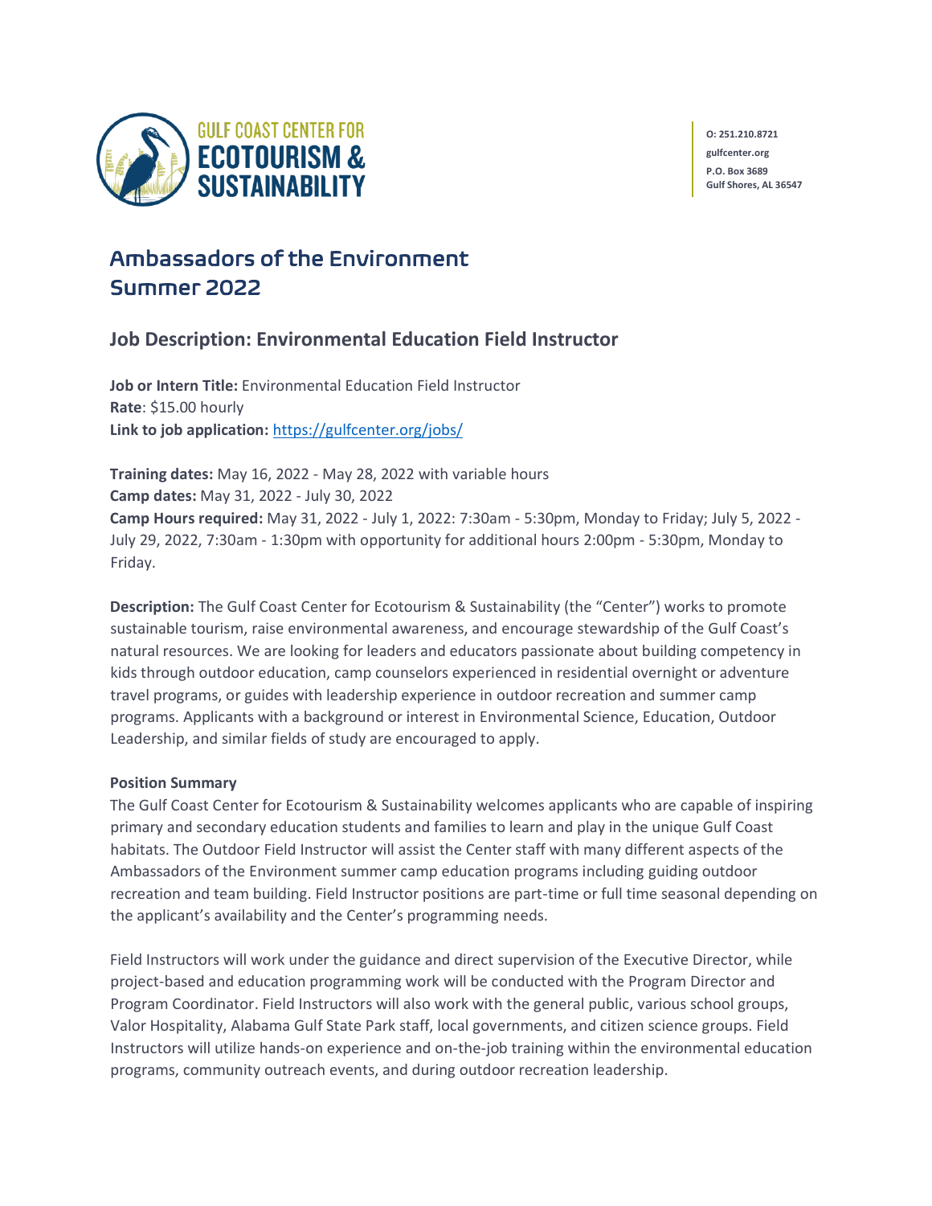GULF COAST CENTER FOR ECOTOURISM & SUSTAINABILITY

O: 251.210.8721
gulfcenter.org
P.O. Box 3689
Gulf Shores, AL 36547

# Ambassadors of the Environment Summer 2022

## Job Description: Environmental Education Field Instructor

**Job or Intern Title:** Environmental Education Field Instructor
**Rate**: $15.00 hourly
**Link to job application:** https://gulfcenter.org/jobs/

**Training dates:** May 16, 2022 - May 28, 2022 with variable hours
**Camp dates:** May 31, 2022 - July 30, 2022
**Camp Hours required:** May 31, 2022 - July 1, 2022: 7:30am - 5:30pm, Monday to Friday; July 5, 2022 - July 29, 2022, 7:30am - 1:30pm with opportunity for additional hours 2:00pm - 5:30pm, Monday to Friday.

**Description:** The Gulf Coast Center for Ecotourism & Sustainability (the "Center") works to promote sustainable tourism, raise environmental awareness, and encourage stewardship of the Gulf Coast's natural resources. We are looking for leaders and educators passionate about building competency in kids through outdoor education, camp counselors experienced in residential overnight or adventure travel programs, or guides with leadership experience in outdoor recreation and summer camp programs. Applicants with a background or interest in Environmental Science, Education, Outdoor Leadership, and similar fields of study are encouraged to apply.

**Position Summary**

The Gulf Coast Center for Ecotourism & Sustainability welcomes applicants who are capable of inspiring primary and secondary education students and families to learn and play in the unique Gulf Coast habitats. The Outdoor Field Instructor will assist the Center staff with many different aspects of the Ambassadors of the Environment summer camp education programs including guiding outdoor recreation and team building. Field Instructor positions are part-time or full time seasonal depending on the applicant's availability and the Center's programming needs.

Field Instructors will work under the guidance and direct supervision of the Executive Director, while project-based and education programming work will be conducted with the Program Director and Program Coordinator. Field Instructors will also work with the general public, various school groups, Valor Hospitality, Alabama Gulf State Park staff, local governments, and citizen science groups. Field Instructors will utilize hands-on experience and on-the-job training within the environmental education programs, community outreach events, and during outdoor recreation leadership.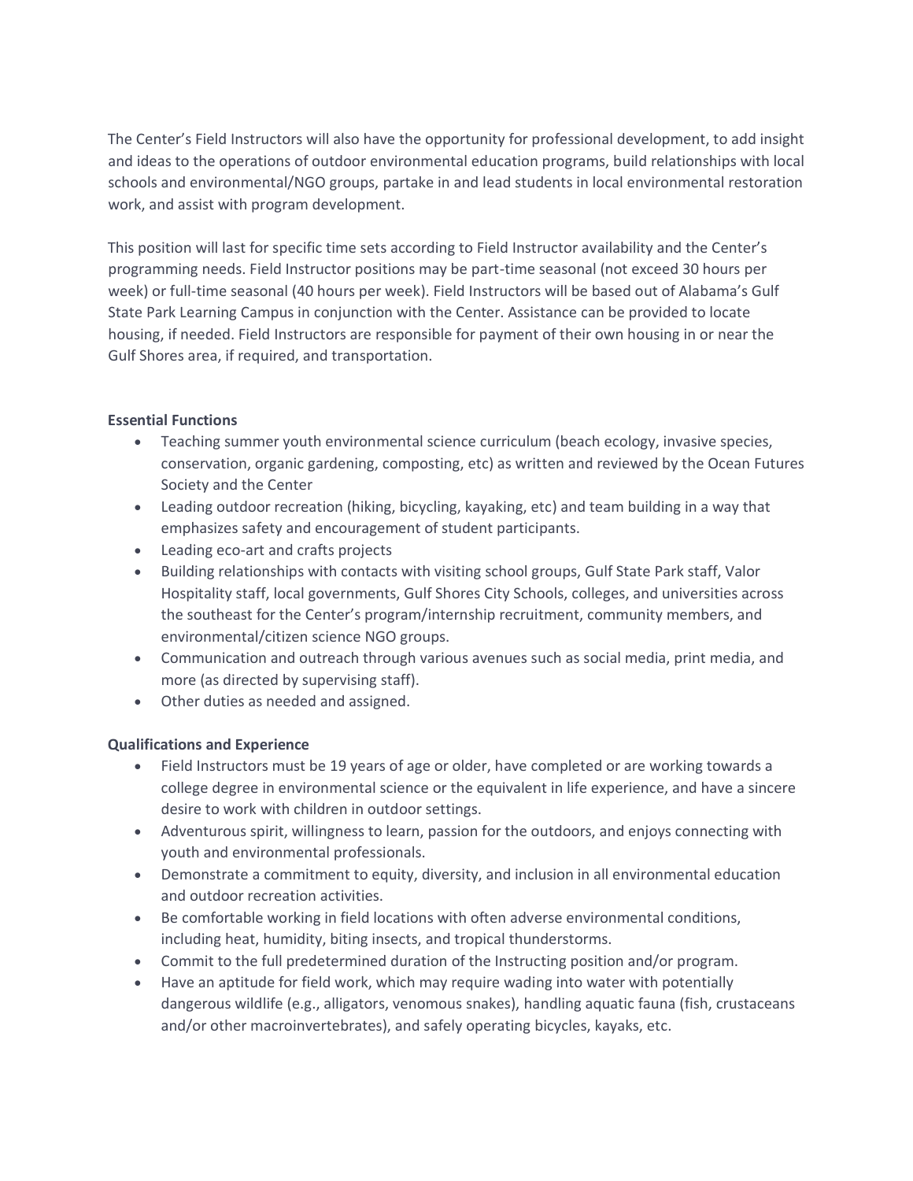The Center's Field Instructors will also have the opportunity for professional development, to add insight and ideas to the operations of outdoor environmental education programs, build relationships with local schools and environmental/NGO groups, partake in and lead students in local environmental restoration work, and assist with program development.

This position will last for specific time sets according to Field Instructor availability and the Center's programming needs. Field Instructor positions may be part-time seasonal (not exceed 30 hours per week) or full-time seasonal (40 hours per week). Field Instructors will be based out of Alabama's Gulf State Park Learning Campus in conjunction with the Center. Assistance can be provided to locate housing, if needed. Field Instructors are responsible for payment of their own housing in or near the Gulf Shores area, if required, and transportation.

**Essential Functions**

- Teaching summer youth environmental science curriculum (beach ecology, invasive species, conservation, organic gardening, composting, etc) as written and reviewed by the Ocean Futures Society and the Center
- Leading outdoor recreation (hiking, bicycling, kayaking, etc) and team building in a way that emphasizes safety and encouragement of student participants.
- Leading eco-art and crafts projects
- Building relationships with contacts with visiting school groups, Gulf State Park staff, Valor Hospitality staff, local governments, Gulf Shores City Schools, colleges, and universities across the southeast for the Center's program/internship recruitment, community members, and environmental/citizen science NGO groups.
- Communication and outreach through various avenues such as social media, print media, and more (as directed by supervising staff).
- Other duties as needed and assigned.

**Qualifications and Experience**

- Field Instructors must be 19 years of age or older, have completed or are working towards a college degree in environmental science or the equivalent in life experience, and have a sincere desire to work with children in outdoor settings.
- Adventurous spirit, willingness to learn, passion for the outdoors, and enjoys connecting with youth and environmental professionals.
- Demonstrate a commitment to equity, diversity, and inclusion in all environmental education and outdoor recreation activities.
- Be comfortable working in field locations with often adverse environmental conditions, including heat, humidity, biting insects, and tropical thunderstorms.
- Commit to the full predetermined duration of the Instructing position and/or program.
- Have an aptitude for field work, which may require wading into water with potentially dangerous wildlife (e.g., alligators, venomous snakes), handling aquatic fauna (fish, crustaceans and/or other macroinvertebrates), and safely operating bicycles, kayaks, etc.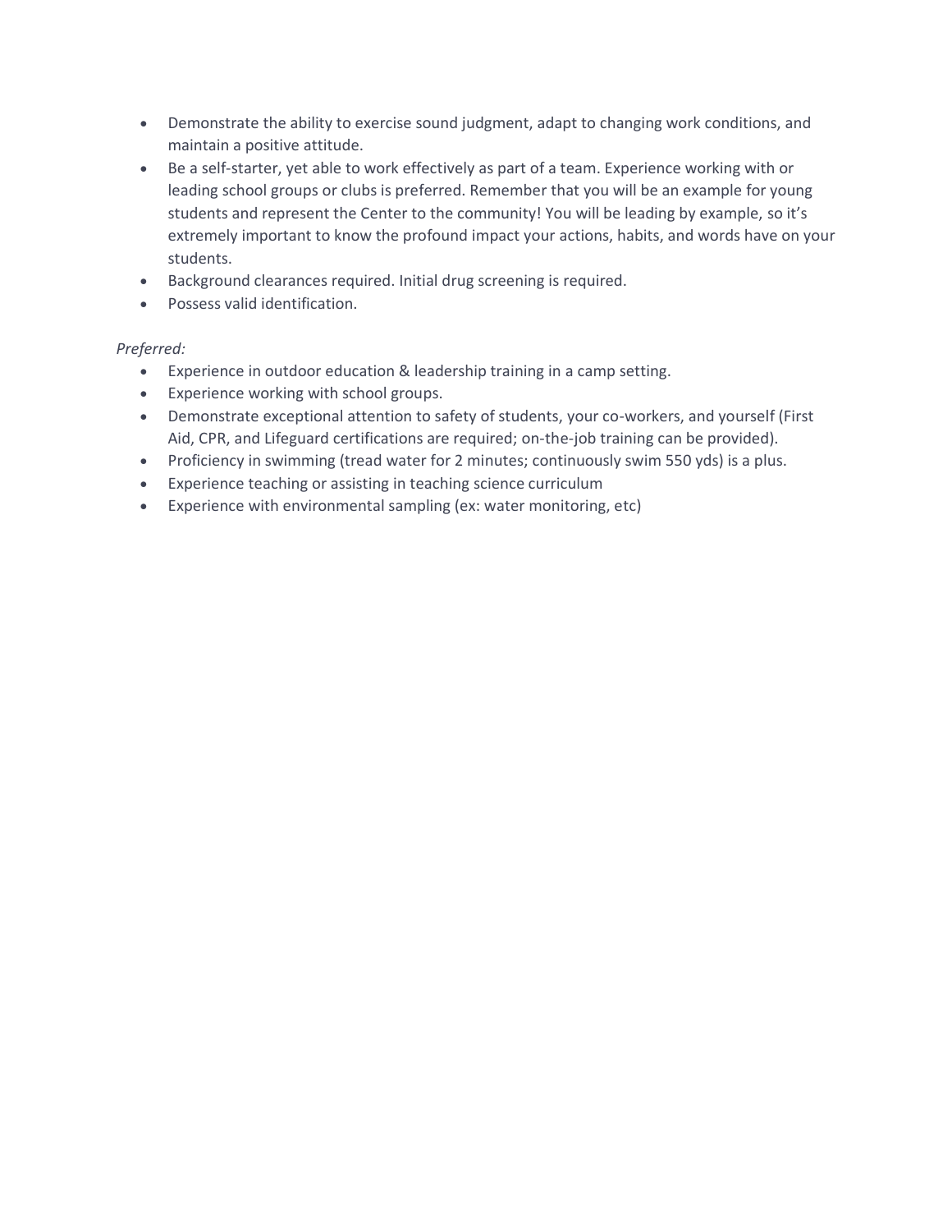- Demonstrate the ability to exercise sound judgment, adapt to changing work conditions, and maintain a positive attitude.
- Be a self-starter, yet able to work effectively as part of a team. Experience working with or leading school groups or clubs is preferred. Remember that you will be an example for young students and represent the Center to the community! You will be leading by example, so it's extremely important to know the profound impact your actions, habits, and words have on your students.
- Background clearances required. Initial drug screening is required.
- Possess valid identification.

*Preferred:*

- Experience in outdoor education & leadership training in a camp setting.
- Experience working with school groups.
- Demonstrate exceptional attention to safety of students, your co-workers, and yourself (First Aid, CPR, and Lifeguard certifications are required; on-the-job training can be provided).
- Proficiency in swimming (tread water for 2 minutes; continuously swim 550 yds) is a plus.
- Experience teaching or assisting in teaching science curriculum
- Experience with environmental sampling (ex: water monitoring, etc)